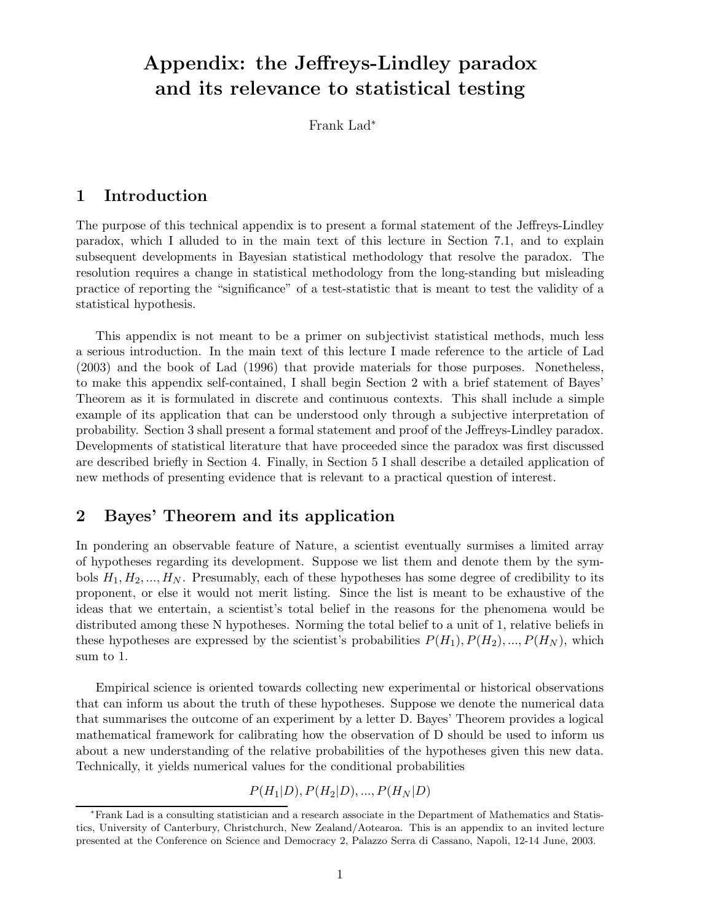// Appendix: the Jeffreys-Lindley paradox and its relevance to statistical testing

Frank Lad[*]

## 1 Introduction

The purpose of this technical appendix is to present a formal statement of the Jeffreys-Lindley paradox, which I alluded to in the main text of this lecture in Section 7.1, and to explain subsequent developments in Bayesian statistical methodology that resolve the paradox. The resolution requires a change in statistical methodology from the long-standing but misleading practice of reporting the "significance" of a test-statistic that is meant to test the validity of a statistical hypothesis.

This appendix is not meant to be a primer on subjectivist statistical methods, much less a serious introduction. In the main text of this lecture I made reference to the article of Lad (2003) and the book of Lad (1996) that provide materials for those purposes. Nonetheless, to make this appendix self-contained, I shall begin Section 2 with a brief statement of Bayes' Theorem as it is formulated in discrete and continuous contexts. This shall include a simple example of its application that can be understood only through a subjective interpretation of probability. Section 3 shall present a formal statement and proof of the Jeffreys-Lindley paradox. Developments of statistical literature that have proceeded since the paradox was first discussed are described briefly in Section 4. Finally, in Section 5 I shall describe a detailed application of new methods of presenting evidence that is relevant to a practical question of interest.

## 2 Bayes' Theorem and its application

In pondering an observable feature of Nature, a scientist eventually surmises a limited array of hypotheses regarding its development. Suppose we list them and denote them by the symbols $H_1, H_2, ..., H_N$. Presumably, each of these hypotheses has some degree of credibility to its proponent, or else it would not merit listing. Since the list is meant to be exhaustive of the ideas that we entertain, a scientist's total belief in the reasons for the phenomena would be distributed among these N hypotheses. Norming the total belief to a unit of 1, relative beliefs in these hypotheses are expressed by the scientist's probabilities $P(H_1), P(H_2), ..., P(H_N)$, which sum to 1.

Empirical science is oriented towards collecting new experimental or historical observations that can inform us about the truth of these hypotheses. Suppose we denote the numerical data that summarises the outcome of an experiment by a letter D. Bayes' Theorem provides a logical mathematical framework for calibrating how the observation of D should be used to inform us about a new understanding of the relative probabilities of the hypotheses given this new data. Technically, it yields numerical values for the conditional probabilities

$$P(H_1|D), P(H_2|D), ..., P(H_N|D)$$

[*]Frank Lad is a consulting statistician and a research associate in the Department of Mathematics and Statistics, University of Canterbury, Christchurch, New Zealand/Aotearoa. This is an appendix to an invited lecture presented at the Conference on Science and Democracy 2, Palazzo Serra di Cassano, Napoli, 12-14 June, 2003.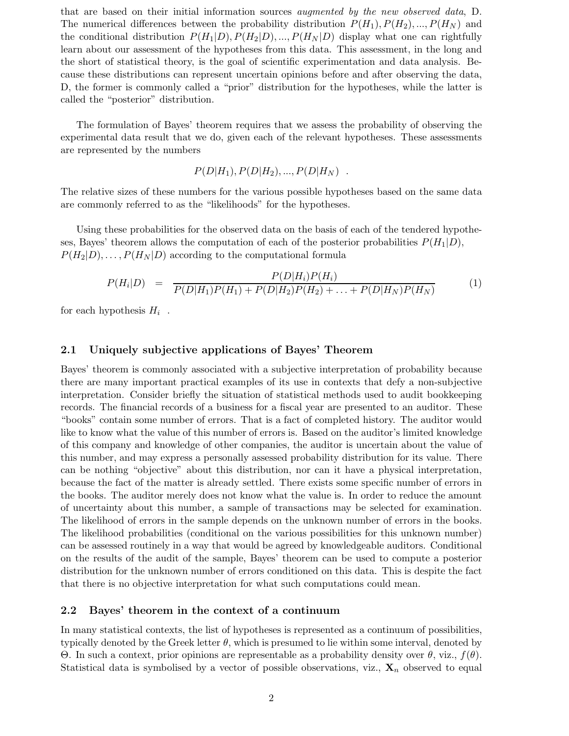that are based on their initial information sources *augmented by the new observed data*, D. The numerical differences between the probability distribution $P(H_1), P(H_2), ..., P(H_N)$ and the conditional distribution $P(H_1|D), P(H_2|D), ..., P(H_N|D)$ display what one can rightfully learn about our assessment of the hypotheses from this data. This assessment, in the long and the short of statistical theory, is the goal of scientific experimentation and data analysis. Because these distributions can represent uncertain opinions before and after observing the data, D, the former is commonly called a "prior" distribution for the hypotheses, while the latter is called the "posterior" distribution.

The formulation of Bayes' theorem requires that we assess the probability of observing the experimental data result that we do, given each of the relevant hypotheses. These assessments are represented by the numbers

$$P(D|H_1), P(D|H_2), ..., P(D|H_N) \quad .$$

The relative sizes of these numbers for the various possible hypotheses based on the same data are commonly referred to as the "likelihoods" for the hypotheses.

Using these probabilities for the observed data on the basis of each of the tendered hypotheses, Bayes' theorem allows the computation of each of the posterior probabilities $P(H_1|D)$, $P(H_2|D), \ldots, P(H_N|D)$ according to the computational formula

$$P(H_i|D) \quad = \quad \frac{P(D|H_i)P(H_i)}{P(D|H_1)P(H_1) + P(D|H_2)P(H_2) + \ldots + P(D|H_N)P(H_N)} \tag{1}$$

for each hypothesis $H_i$ .

## 2.1 Uniquely subjective applications of Bayes' Theorem

Bayes' theorem is commonly associated with a subjective interpretation of probability because there are many important practical examples of its use in contexts that defy a non-subjective interpretation. Consider briefly the situation of statistical methods used to audit bookkeeping records. The financial records of a business for a fiscal year are presented to an auditor. These "books" contain some number of errors. That is a fact of completed history. The auditor would like to know what the value of this number of errors is. Based on the auditor's limited knowledge of this company and knowledge of other companies, the auditor is uncertain about the value of this number, and may express a personally assessed probability distribution for its value. There can be nothing "objective" about this distribution, nor can it have a physical interpretation, because the fact of the matter is already settled. There exists some specific number of errors in the books. The auditor merely does not know what the value is. In order to reduce the amount of uncertainty about this number, a sample of transactions may be selected for examination. The likelihood of errors in the sample depends on the unknown number of errors in the books. The likelihood probabilities (conditional on the various possibilities for this unknown number) can be assessed routinely in a way that would be agreed by knowledgeable auditors. Conditional on the results of the audit of the sample, Bayes' theorem can be used to compute a posterior distribution for the unknown number of errors conditioned on this data. This is despite the fact that there is no objective interpretation for what such computations could mean.

## 2.2 Bayes' theorem in the context of a continuum

In many statistical contexts, the list of hypotheses is represented as a continuum of possibilities, typically denoted by the Greek letter $\theta$, which is presumed to lie within some interval, denoted by $\Theta$. In such a context, prior opinions are representable as a probability density over $\theta$, viz., $f(\theta)$. Statistical data is symbolised by a vector of possible observations, viz., $\mathbf{X}_n$ observed to equal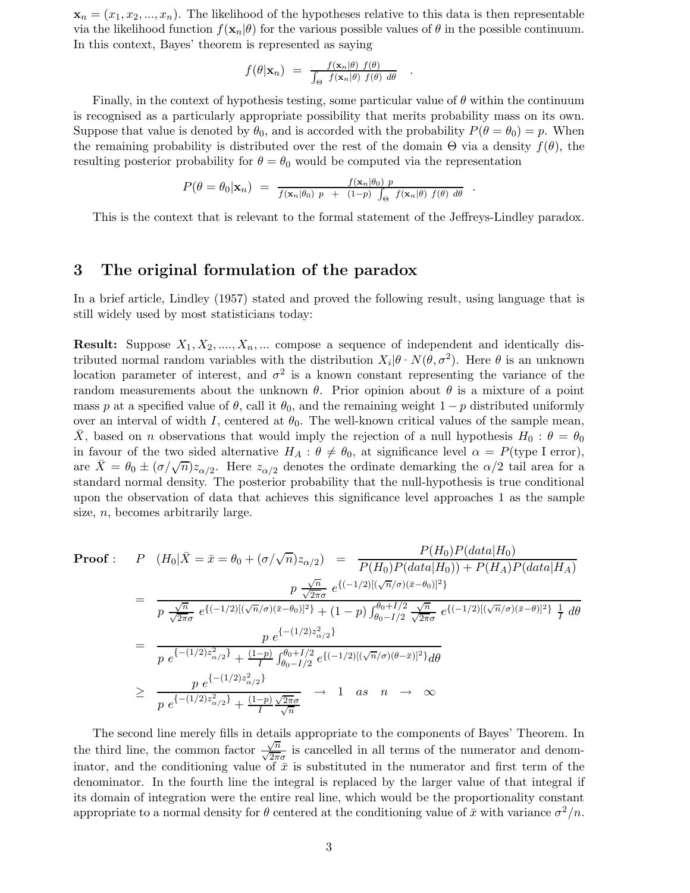$\mathbf{x}_n = (x_1, x_2, ..., x_n)$. The likelihood of the hypotheses relative to this data is then representable via the likelihood function $f(\mathbf{x}_n|\theta)$ for the various possible values of $\theta$ in the possible continuum. In this context, Bayes' theorem is represented as saying

$$f(\theta|\mathbf{x}_n) \;=\; \frac{f(\mathbf{x}_n|\theta)\; f(\theta)}{\int_\Theta \; f(\mathbf{x}_n|\theta)\; f(\theta)\; d\theta} \quad .$$

Finally, in the context of hypothesis testing, some particular value of $\theta$ within the continuum is recognised as a particularly appropriate possibility that merits probability mass on its own. Suppose that value is denoted by $\theta_0$, and is accorded with the probability $P(\theta = \theta_0) = p$. When the remaining probability is distributed over the rest of the domain $\Theta$ via a density $f(\theta)$, the resulting posterior probability for $\theta = \theta_0$ would be computed via the representation

$$P(\theta = \theta_0|\mathbf{x}_n) \;=\; \frac{f(\mathbf{x}_n|\theta_0)\; p}{f(\mathbf{x}_n|\theta_0)\; p \;+\; (1-p)\int_\Theta \; f(\mathbf{x}_n|\theta)\; f(\theta)\; d\theta} \quad .$$

This is the context that is relevant to the formal statement of the Jeffreys-Lindley paradox.

## 3 The original formulation of the paradox

In a brief article, Lindley (1957) stated and proved the following result, using language that is still widely used by most statisticians today:

**Result:** Suppose $X_1, X_2, ...., X_n, ...$ compose a sequence of independent and identically distributed normal random variables with the distribution $X_i|\theta \sim N(\theta, \sigma^2)$. Here $\theta$ is an unknown location parameter of interest, and $\sigma^2$ is a known constant representing the variance of the random measurements about the unknown $\theta$. Prior opinion about $\theta$ is a mixture of a point mass $p$ at a specified value of $\theta$, call it $\theta_0$, and the remaining weight $1 - p$ distributed uniformly over an interval of width $I$, centered at $\theta_0$. The well-known critical values of the sample mean, $\bar{X}$, based on $n$ observations that would imply the rejection of a null hypothesis $H_0 : \theta = \theta_0$ in favour of the two sided alternative $H_A : \theta \neq \theta_0$, at significance level $\alpha = P(\text{type I error})$, are $\bar{X} = \theta_0 \pm (\sigma/\sqrt{n})z_{\alpha/2}$. Here $z_{\alpha/2}$ denotes the ordinate demarking the $\alpha/2$ tail area for a standard normal density. The posterior probability that the null-hypothesis is true conditional upon the observation of data that achieves this significance level approaches 1 as the sample size, $n$, becomes arbitrarily large.

**Proof :**

$$P\;\;(H_0|\bar{X} = \bar{x} = \theta_0 + (\sigma/\sqrt{n})z_{\alpha/2}) \;\;=\;\; \frac{P(H_0)P(data|H_0)}{P(H_0)P(data|H_0)) + P(H_A)P(data|H_A)}$$

$$= \;\; \frac{p\;\frac{\sqrt{n}}{\sqrt{2\pi}\sigma}\; e^{\{(-1/2)[(\sqrt{n}/\sigma)(\bar{x}-\theta_0)]^2\}}}{p\;\frac{\sqrt{n}}{\sqrt{2\pi}\sigma}\; e^{\{(-1/2)[(\sqrt{n}/\sigma)(\bar{x}-\theta_0)]^2\}} + (1-p)\int_{\theta_0 - I/2}^{\theta_0 + I/2} \frac{\sqrt{n}}{\sqrt{2\pi}\sigma}\; e^{\{(-1/2)[(\sqrt{n}/\sigma)(\bar{x}-\theta)]^2\}}\;\frac{1}{I}\; d\theta}$$

$$= \;\; \frac{p\; e^{\{-(1/2)z^2_{\alpha/2}\}}}{p\; e^{\{-(1/2)z^2_{\alpha/2}\}} + \frac{(1-p)}{I}\int_{\theta_0 - I/2}^{\theta_0 + I/2} e^{\{(-1/2)[(\sqrt{n}/\sigma)(\theta-\bar{x})]^2\}} d\theta}$$

$$\geq \;\; \frac{p\; e^{\{-(1/2)z^2_{\alpha/2}\}}}{p\; e^{\{-(1/2)z^2_{\alpha/2}\}} + \frac{(1-p)}{I}\frac{\sqrt{2\pi}\sigma}{\sqrt{n}}} \;\;\rightarrow\;\; 1 \quad as \quad n \;\rightarrow\; \infty$$

The second line merely fills in details appropriate to the components of Bayes' Theorem. In the third line, the common factor $\frac{\sqrt{n}}{\sqrt{2\pi}\sigma}$ is cancelled in all terms of the numerator and denominator, and the conditioning value of $\bar{x}$ is substituted in the numerator and first term of the denominator. In the fourth line the integral is replaced by the larger value of that integral if its domain of integration were the entire real line, which would be the proportionality constant appropriate to a normal density for $\theta$ centered at the conditioning value of $\bar{x}$ with variance $\sigma^2/n$.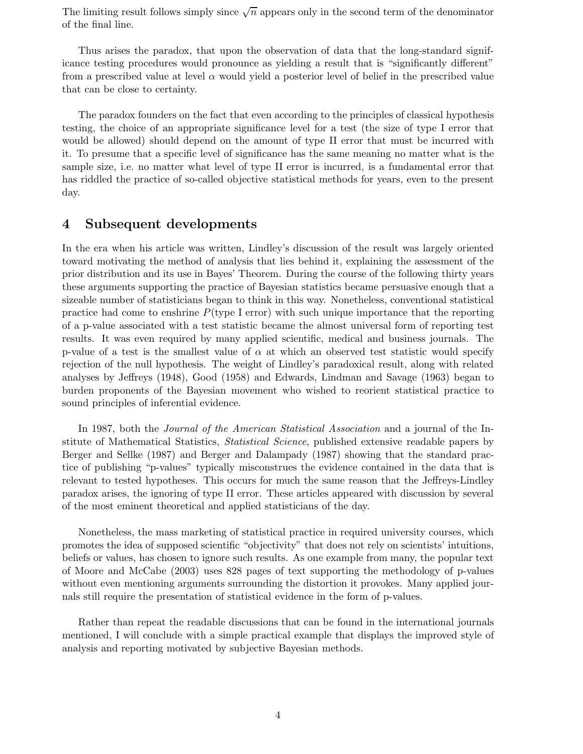The limiting result follows simply since $\sqrt{n}$ appears only in the second term of the denominator of the final line.

Thus arises the paradox, that upon the observation of data that the long-standard significance testing procedures would pronounce as yielding a result that is "significantly different" from a prescribed value at level $\alpha$ would yield a posterior level of belief in the prescribed value that can be close to certainty.

The paradox founders on the fact that even according to the principles of classical hypothesis testing, the choice of an appropriate significance level for a test (the size of type I error that would be allowed) should depend on the amount of type II error that must be incurred with it. To presume that a specific level of significance has the same meaning no matter what is the sample size, i.e. no matter what level of type II error is incurred, is a fundamental error that has riddled the practice of so-called objective statistical methods for years, even to the present day.

## 4 Subsequent developments

In the era when his article was written, Lindley's discussion of the result was largely oriented toward motivating the method of analysis that lies behind it, explaining the assessment of the prior distribution and its use in Bayes' Theorem. During the course of the following thirty years these arguments supporting the practice of Bayesian statistics became persuasive enough that a sizeable number of statisticians began to think in this way. Nonetheless, conventional statistical practice had come to enshrine $P(\text{type I error})$ with such unique importance that the reporting of a p-value associated with a test statistic became the almost universal form of reporting test results. It was even required by many applied scientific, medical and business journals. The p-value of a test is the smallest value of $\alpha$ at which an observed test statistic would specify rejection of the null hypothesis. The weight of Lindley's paradoxical result, along with related analyses by Jeffreys (1948), Good (1958) and Edwards, Lindman and Savage (1963) began to burden proponents of the Bayesian movement who wished to reorient statistical practice to sound principles of inferential evidence.

In 1987, both the *Journal of the American Statistical Association* and a journal of the Institute of Mathematical Statistics, *Statistical Science*, published extensive readable papers by Berger and Sellke (1987) and Berger and Dalampady (1987) showing that the standard practice of publishing "p-values" typically misconstrues the evidence contained in the data that is relevant to tested hypotheses. This occurs for much the same reason that the Jeffreys-Lindley paradox arises, the ignoring of type II error. These articles appeared with discussion by several of the most eminent theoretical and applied statisticians of the day.

Nonetheless, the mass marketing of statistical practice in required university courses, which promotes the idea of supposed scientific "objectivity" that does not rely on scientists' intuitions, beliefs or values, has chosen to ignore such results. As one example from many, the popular text of Moore and McCabe (2003) uses 828 pages of text supporting the methodology of p-values without even mentioning arguments surrounding the distortion it provokes. Many applied journals still require the presentation of statistical evidence in the form of p-values.

Rather than repeat the readable discussions that can be found in the international journals mentioned, I will conclude with a simple practical example that displays the improved style of analysis and reporting motivated by subjective Bayesian methods.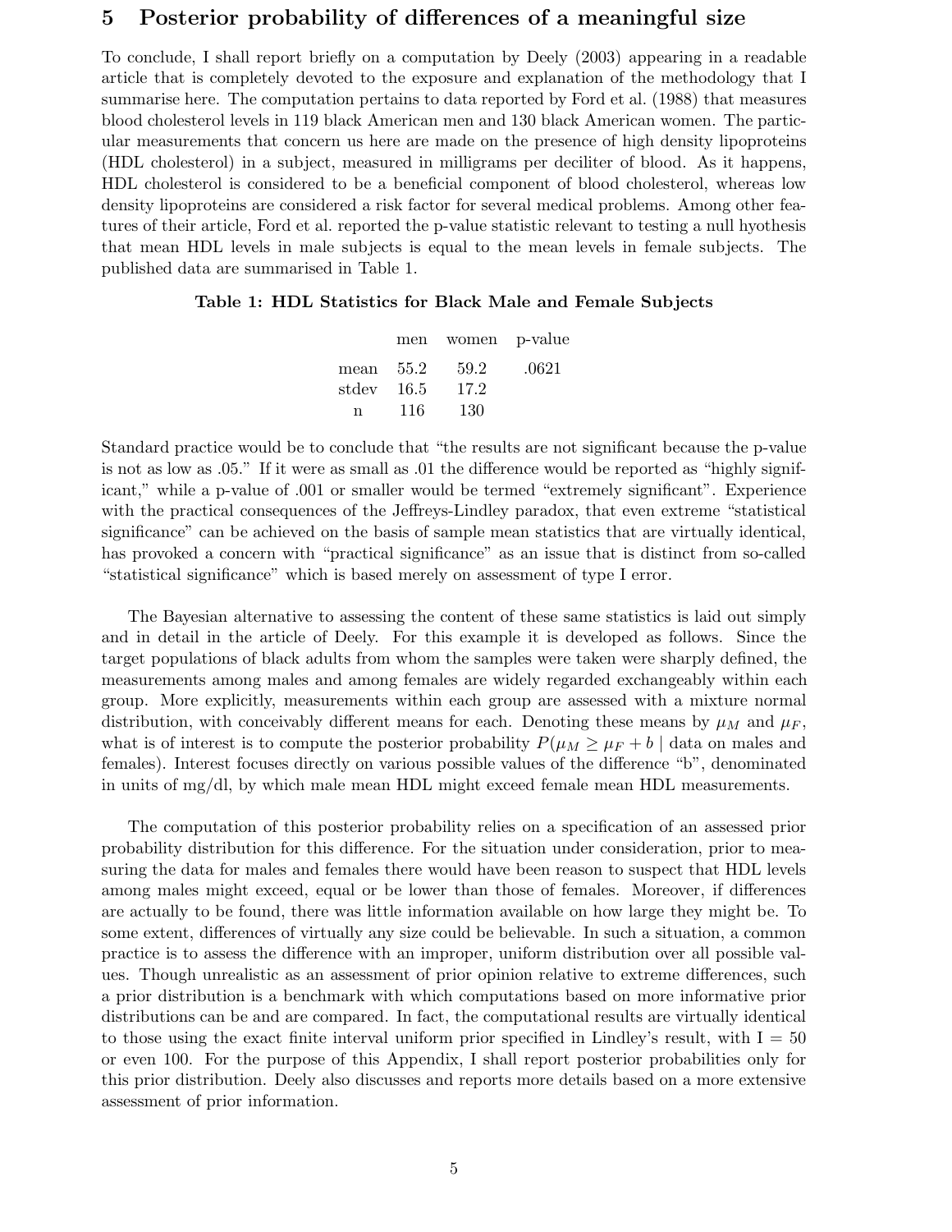## 5 Posterior probability of differences of a meaningful size

To conclude, I shall report briefly on a computation by Deely (2003) appearing in a readable article that is completely devoted to the exposure and explanation of the methodology that I summarise here. The computation pertains to data reported by Ford et al. (1988) that measures blood cholesterol levels in 119 black American men and 130 black American women. The particular measurements that concern us here are made on the presence of high density lipoproteins (HDL cholesterol) in a subject, measured in milligrams per deciliter of blood. As it happens, HDL cholesterol is considered to be a beneficial component of blood cholesterol, whereas low density lipoproteins are considered a risk factor for several medical problems. Among other features of their article, Ford et al. reported the p-value statistic relevant to testing a null hyothesis that mean HDL levels in male subjects is equal to the mean levels in female subjects. The published data are summarised in Table 1.

**Table 1: HDL Statistics for Black Male and Female Subjects**

| | men | women | p-value |
|---|---|---|---|
| mean | 55.2 | 59.2 | .0621 |
| stdev | 16.5 | 17.2 | |
| n | 116 | 130 | |

Standard practice would be to conclude that "the results are not significant because the p-value is not as low as .05." If it were as small as .01 the difference would be reported as "highly significant," while a p-value of .001 or smaller would be termed "extremely significant". Experience with the practical consequences of the Jeffreys-Lindley paradox, that even extreme "statistical significance" can be achieved on the basis of sample mean statistics that are virtually identical, has provoked a concern with "practical significance" as an issue that is distinct from so-called "statistical significance" which is based merely on assessment of type I error.

The Bayesian alternative to assessing the content of these same statistics is laid out simply and in detail in the article of Deely. For this example it is developed as follows. Since the target populations of black adults from whom the samples were taken were sharply defined, the measurements among males and among females are widely regarded exchangeably within each group. More explicitly, measurements within each group are assessed with a mixture normal distribution, with conceivably different means for each. Denoting these means by $\mu_M$ and $\mu_F$, what is of interest is to compute the posterior probability $P(\mu_M \geq \mu_F + b \mid \text{data on males and females})$. Interest focuses directly on various possible values of the difference "b", denominated in units of mg/dl, by which male mean HDL might exceed female mean HDL measurements.

The computation of this posterior probability relies on a specification of an assessed prior probability distribution for this difference. For the situation under consideration, prior to measuring the data for males and females there would have been reason to suspect that HDL levels among males might exceed, equal or be lower than those of females. Moreover, if differences are actually to be found, there was little information available on how large they might be. To some extent, differences of virtually any size could be believable. In such a situation, a common practice is to assess the difference with an improper, uniform distribution over all possible values. Though unrealistic as an assessment of prior opinion relative to extreme differences, such a prior distribution is a benchmark with which computations based on more informative prior distributions can be and are compared. In fact, the computational results are virtually identical to those using the exact finite interval uniform prior specified in Lindley's result, with I = 50 or even 100. For the purpose of this Appendix, I shall report posterior probabilities only for this prior distribution. Deely also discusses and reports more details based on a more extensive assessment of prior information.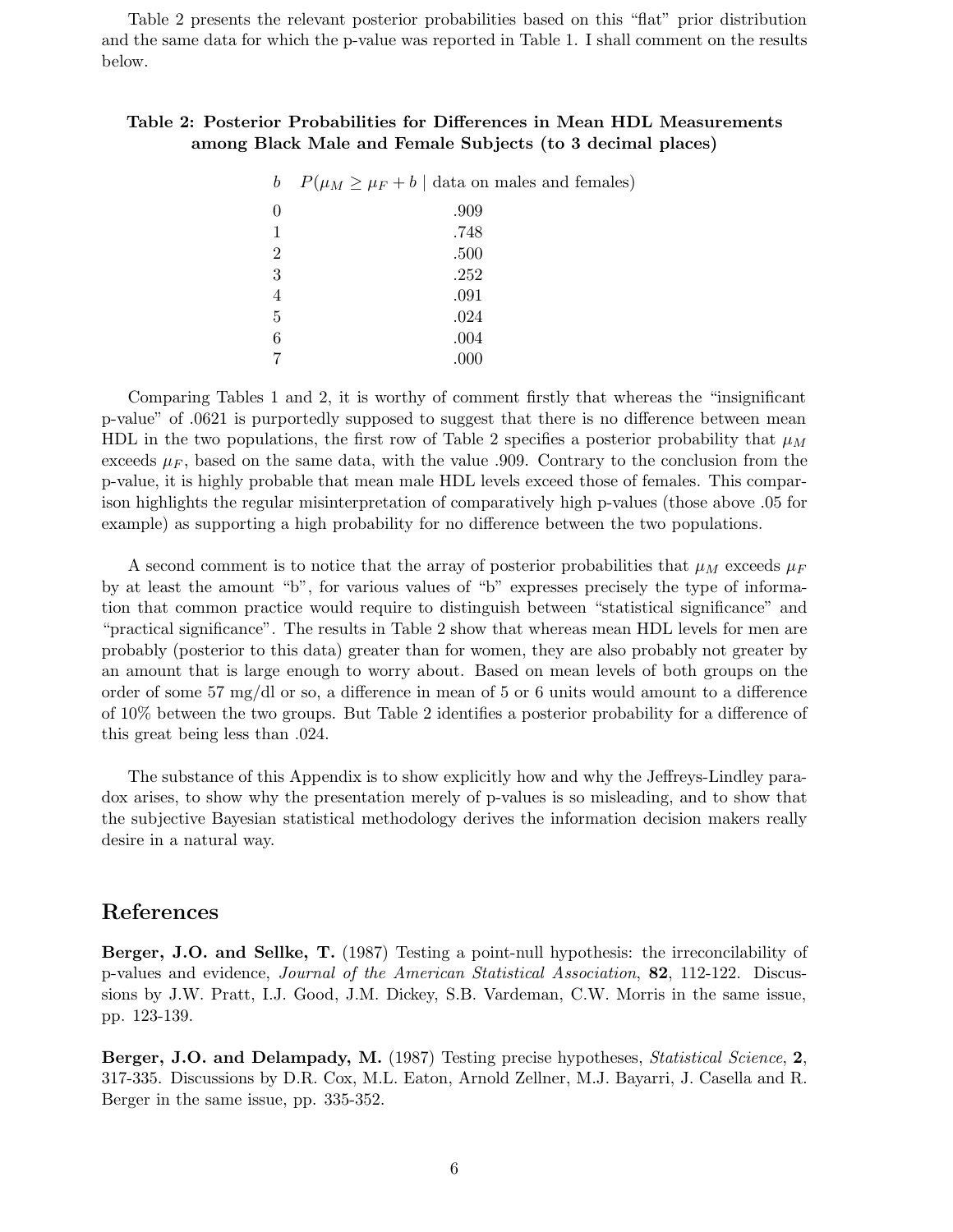Table 2 presents the relevant posterior probabilities based on this "flat" prior distribution and the same data for which the p-value was reported in Table 1. I shall comment on the results below.

**Table 2: Posterior Probabilities for Differences in Mean HDL Measurements among Black Male and Female Subjects (to 3 decimal places)**

| $b$ | $P(\mu_M \geq \mu_F + b \mid$ data on males and females) |
|---|---|
| 0 | .909 |
| 1 | .748 |
| 2 | .500 |
| 3 | .252 |
| 4 | .091 |
| 5 | .024 |
| 6 | .004 |
| 7 | .000 |

Comparing Tables 1 and 2, it is worthy of comment firstly that whereas the "insignificant p-value" of .0621 is purportedly supposed to suggest that there is no difference between mean HDL in the two populations, the first row of Table 2 specifies a posterior probability that $\mu_M$ exceeds $\mu_F$, based on the same data, with the value .909. Contrary to the conclusion from the p-value, it is highly probable that mean male HDL levels exceed those of females. This comparison highlights the regular misinterpretation of comparatively high p-values (those above .05 for example) as supporting a high probability for no difference between the two populations.

A second comment is to notice that the array of posterior probabilities that $\mu_M$ exceeds $\mu_F$ by at least the amount "b", for various values of "b" expresses precisely the type of information that common practice would require to distinguish between "statistical significance" and "practical significance". The results in Table 2 show that whereas mean HDL levels for men are probably (posterior to this data) greater than for women, they are also probably not greater by an amount that is large enough to worry about. Based on mean levels of both groups on the order of some 57 mg/dl or so, a difference in mean of 5 or 6 units would amount to a difference of 10% between the two groups. But Table 2 identifies a posterior probability for a difference of this great being less than .024.

The substance of this Appendix is to show explicitly how and why the Jeffreys-Lindley paradox arises, to show why the presentation merely of p-values is so misleading, and to show that the subjective Bayesian statistical methodology derives the information decision makers really desire in a natural way.

## References

**Berger, J.O. and Sellke, T.** (1987) Testing a point-null hypothesis: the irreconcilability of p-values and evidence, *Journal of the American Statistical Association*, **82**, 112-122. Discussions by J.W. Pratt, I.J. Good, J.M. Dickey, S.B. Vardeman, C.W. Morris in the same issue, pp. 123-139.

**Berger, J.O. and Delampady, M.** (1987) Testing precise hypotheses, *Statistical Science*, **2**, 317-335. Discussions by D.R. Cox, M.L. Eaton, Arnold Zellner, M.J. Bayarri, J. Casella and R. Berger in the same issue, pp. 335-352.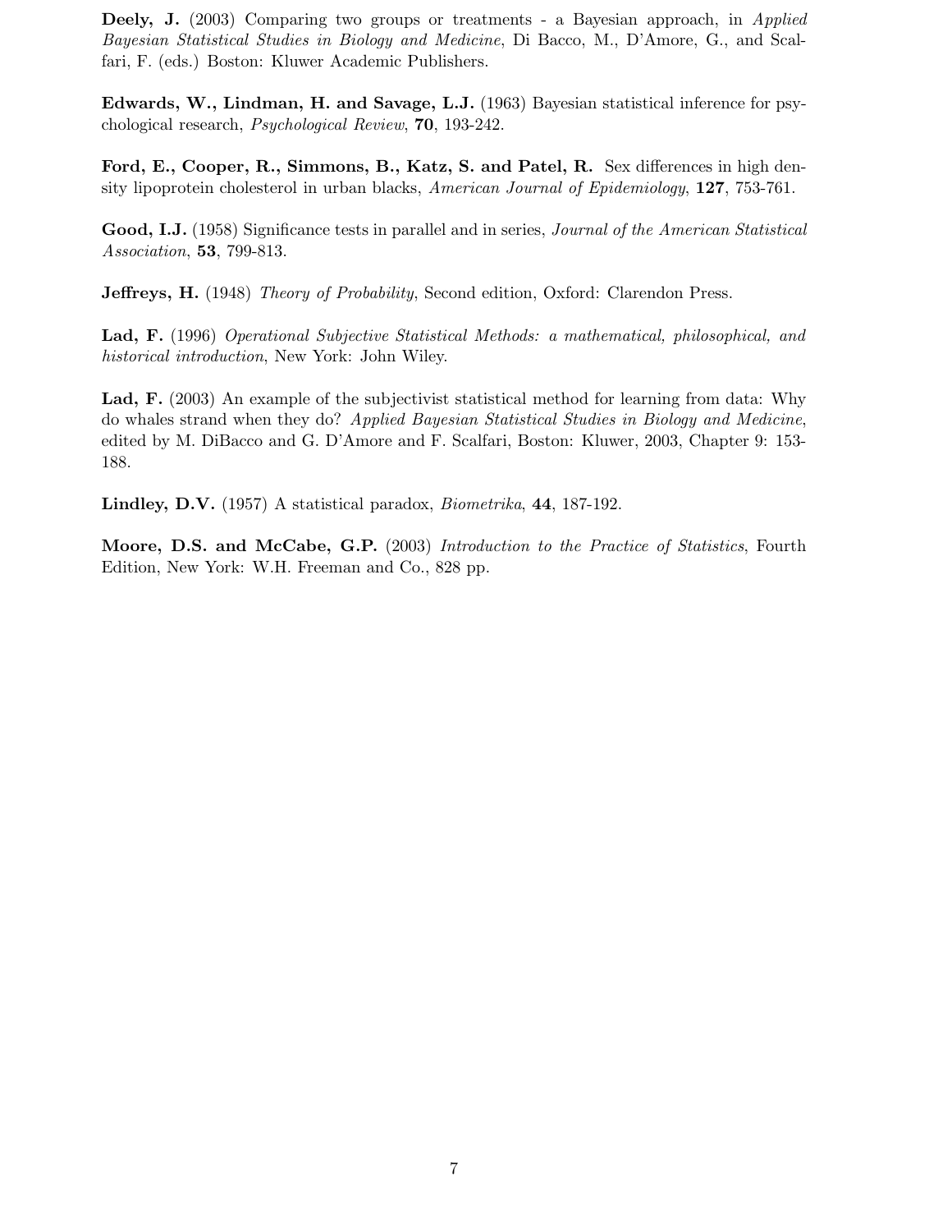**Deely, J.** (2003) Comparing two groups or treatments - a Bayesian approach, in *Applied Bayesian Statistical Studies in Biology and Medicine*, Di Bacco, M., D'Amore, G., and Scalfari, F. (eds.) Boston: Kluwer Academic Publishers.

**Edwards, W., Lindman, H. and Savage, L.J.** (1963) Bayesian statistical inference for psychological research, *Psychological Review*, **70**, 193-242.

**Ford, E., Cooper, R., Simmons, B., Katz, S. and Patel, R.** Sex differences in high density lipoprotein cholesterol in urban blacks, *American Journal of Epidemiology*, **127**, 753-761.

**Good, I.J.** (1958) Significance tests in parallel and in series, *Journal of the American Statistical Association*, **53**, 799-813.

**Jeffreys, H.** (1948) *Theory of Probability*, Second edition, Oxford: Clarendon Press.

**Lad, F.** (1996) *Operational Subjective Statistical Methods: a mathematical, philosophical, and historical introduction*, New York: John Wiley.

**Lad, F.** (2003) An example of the subjectivist statistical method for learning from data: Why do whales strand when they do? *Applied Bayesian Statistical Studies in Biology and Medicine*, edited by M. DiBacco and G. D'Amore and F. Scalfari, Boston: Kluwer, 2003, Chapter 9: 153-188.

**Lindley, D.V.** (1957) A statistical paradox, *Biometrika*, **44**, 187-192.

**Moore, D.S. and McCabe, G.P.** (2003) *Introduction to the Practice of Statistics*, Fourth Edition, New York: W.H. Freeman and Co., 828 pp.